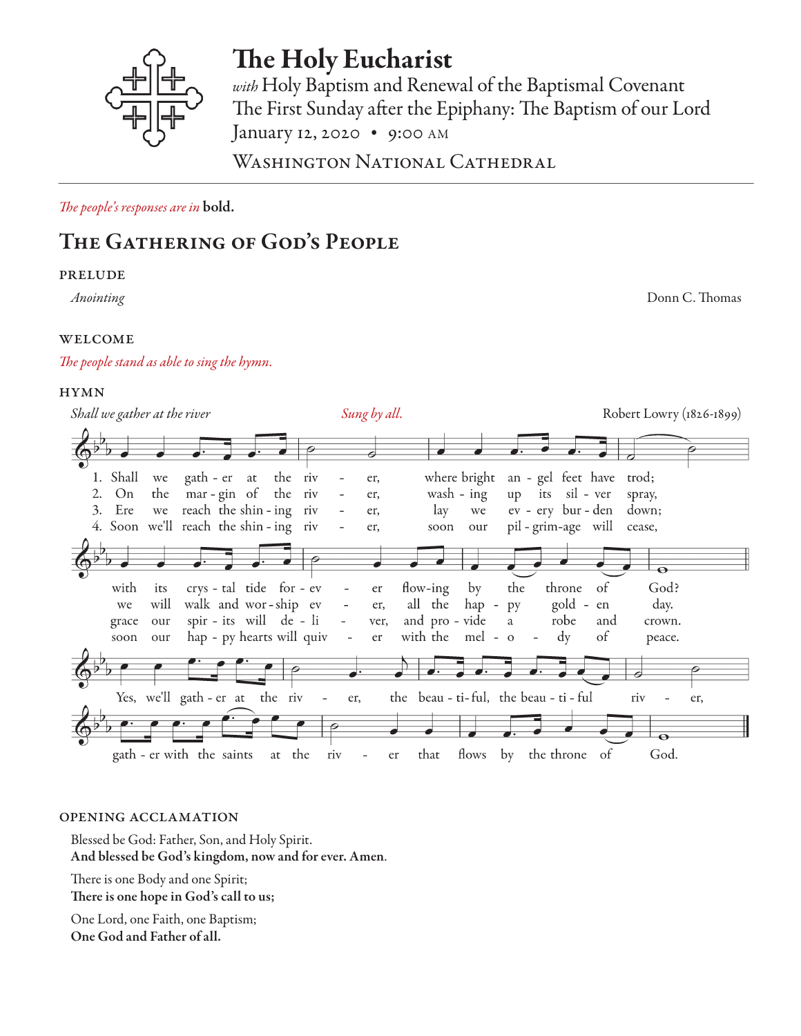# The Holy Eucharist

*with* Holy Baptism and Renewal of the Baptismal Covenant
The First Sunday after the Epiphany: The Baptism of our Lord
January 12, 2020 • 9:00 AM

Washington National Cathedral

*The people's responses are in* **bold.**

## The Gathering of God's People

### PRELUDE

*Anointing* — Donn C. Thomas

### WELCOME

*The people stand as able to sing the hymn.*

### HYMN

*Shall we gather at the river* — *Sung by all.* — Robert Lowry (1826-1899)

1. Shall we gath - er at the riv - er, where bright an - gel feet have trod; with its crys - tal tide for - ev - er flow-ing by the throne of God?
2. On the mar - gin of the riv - er, wash - ing up its sil - ver spray, we will walk and wor - ship ev - er, all the hap - py gold - en day.
3. Ere we reach the shin - ing riv - er, lay we ev - ery bur - den down; grace our spir - its will de - li - ver, and pro - vide a robe and crown.
4. Soon we'll reach the shin - ing riv - er, soon our pil - grim-age will cease, soon our hap - py hearts will quiv - er with the mel - o - dy of peace.

Yes, we'll gath - er at the riv - er, the beau - ti-ful, the beau - ti - ful riv - er, gath - er with the saints at the riv - er that flows by the throne of God.

### OPENING ACCLAMATION

Blessed be God: Father, Son, and Holy Spirit.
**And blessed be God's kingdom, now and for ever. Amen.**

There is one Body and one Spirit;
**There is one hope in God's call to us;**

One Lord, one Faith, one Baptism;
**One God and Father of all.**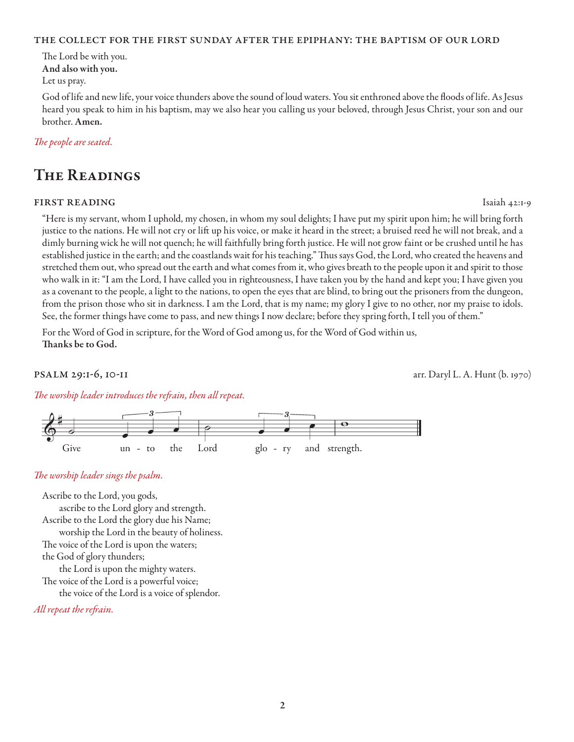#### THE COLLECT FOR THE FIRST SUNDAY AFTER THE EPIPHANY: THE BAPTISM OF OUR LORD

The Lord be with you.
**And also with you.**
Let us pray.

God of life and new life, your voice thunders above the sound of loud waters. You sit enthroned above the floods of life. As Jesus heard you speak to him in his baptism, may we also hear you calling us your beloved, through Jesus Christ, your son and our brother. **Amen.**

*The people are seated.*

# The Readings

#### FIRST READING — Isaiah 42:1-9

"Here is my servant, whom I uphold, my chosen, in whom my soul delights; I have put my spirit upon him; he will bring forth justice to the nations. He will not cry or lift up his voice, or make it heard in the street; a bruised reed he will not break, and a dimly burning wick he will not quench; he will faithfully bring forth justice. He will not grow faint or be crushed until he has established justice in the earth; and the coastlands wait for his teaching." Thus says God, the Lord, who created the heavens and stretched them out, who spread out the earth and what comes from it, who gives breath to the people upon it and spirit to those who walk in it: "I am the Lord, I have called you in righteousness, I have taken you by the hand and kept you; I have given you as a covenant to the people, a light to the nations, to open the eyes that are blind, to bring out the prisoners from the dungeon, from the prison those who sit in darkness. I am the Lord, that is my name; my glory I give to no other, nor my praise to idols. See, the former things have come to pass, and new things I now declare; before they spring forth, I tell you of them."

For the Word of God in scripture, for the Word of God among us, for the Word of God within us,
**Thanks be to God.**

#### PSALM 29:1-6, 10-11 — arr. Daryl L. A. Hunt (b. 1970)

*The worship leader introduces the refrain, then all repeat.*

Give unto the Lord glory and strength.

*The worship leader sings the psalm.*

Ascribe to the Lord, you gods,
  ascribe to the Lord glory and strength.
Ascribe to the Lord the glory due his Name;
  worship the Lord in the beauty of holiness.
The voice of the Lord is upon the waters;
the God of glory thunders;
  the Lord is upon the mighty waters.
The voice of the Lord is a powerful voice;
  the voice of the Lord is a voice of splendor.

*All repeat the refrain.*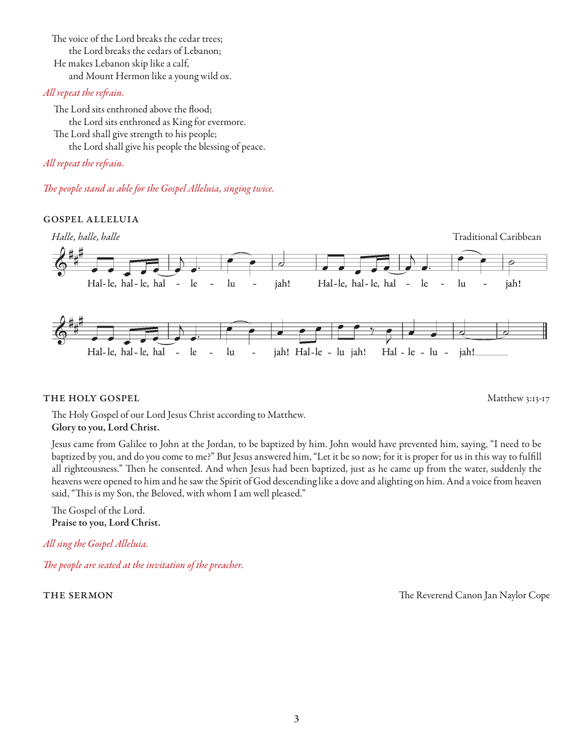The voice of the Lord breaks the cedar trees;
 the Lord breaks the cedars of Lebanon;
He makes Lebanon skip like a calf,
 and Mount Hermon like a young wild ox.

*All repeat the refrain.*

The Lord sits enthroned above the flood;
 the Lord sits enthroned as King for evermore.
The Lord shall give strength to his people;
 the Lord shall give his people the blessing of peace.

*All repeat the refrain.*

*The people stand as able for the Gospel Alleluia, singing twice.*

## GOSPEL ALLELUIA

*Halle, halle, halle* — Traditional Caribbean

Hal-le, hal-le, hal - le - lu - jah! Hal-le, hal-le, hal - le - lu - jah!
Hal-le, hal-le, hal - le - lu - jah! Hal-le - lu jah! Hal - le - lu - jah!

## THE HOLY GOSPEL — Matthew 3:13-17

The Holy Gospel of our Lord Jesus Christ according to Matthew.
**Glory to you, Lord Christ.**

Jesus came from Galilee to John at the Jordan, to be baptized by him. John would have prevented him, saying, "I need to be baptized by you, and do you come to me?" But Jesus answered him, "Let it be so now; for it is proper for us in this way to fulfill all righteousness." Then he consented. And when Jesus had been baptized, just as he came up from the water, suddenly the heavens were opened to him and he saw the Spirit of God descending like a dove and alighting on him. And a voice from heaven said, "This is my Son, the Beloved, with whom I am well pleased."

The Gospel of the Lord.
**Praise to you, Lord Christ.**

*All sing the Gospel Alleluia.*

*The people are seated at the invitation of the preacher.*

## THE SERMON — The Reverend Canon Jan Naylor Cope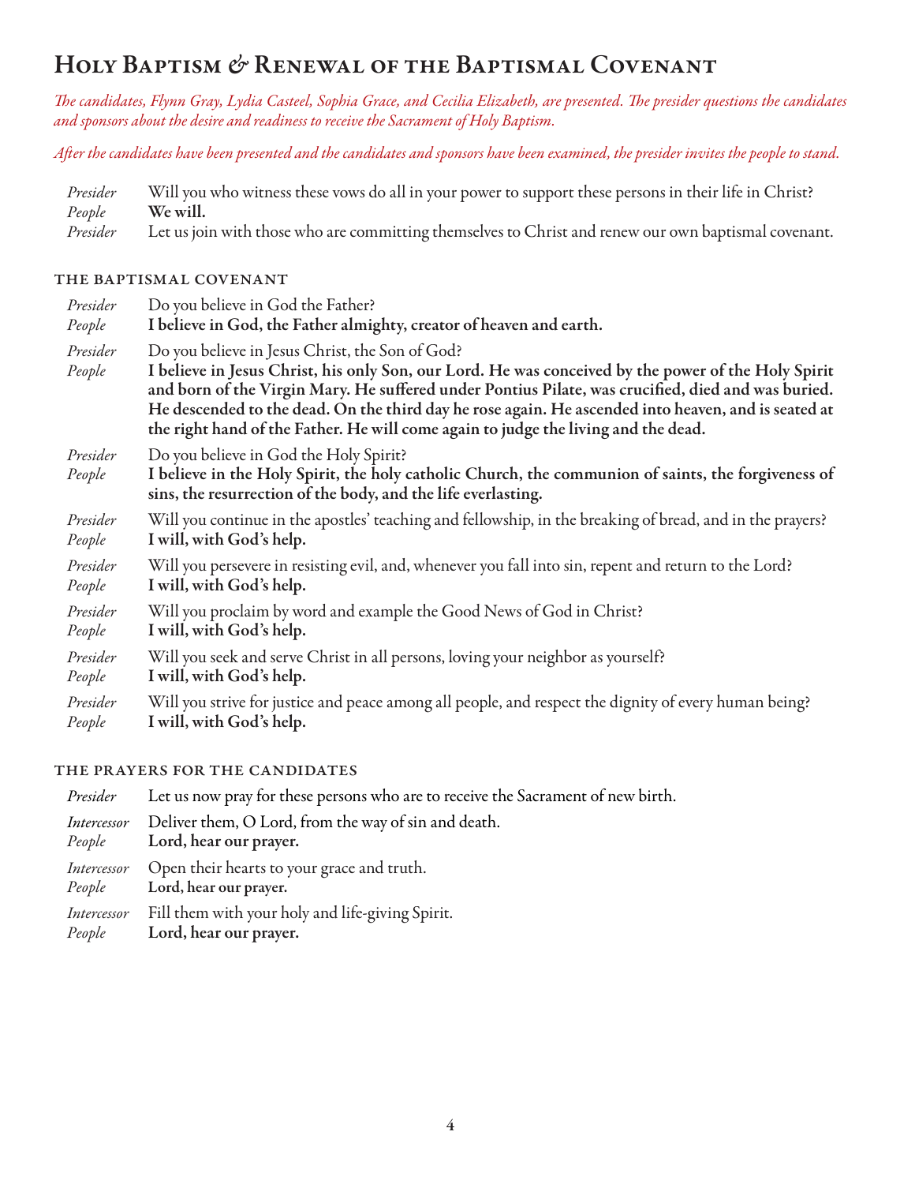# Holy Baptism & Renewal of the Baptismal Covenant

*The candidates, Flynn Gray, Lydia Casteel, Sophia Grace, and Cecilia Elizabeth, are presented. The presider questions the candidates and sponsors about the desire and readiness to receive the Sacrament of Holy Baptism.*

*After the candidates have been presented and the candidates and sponsors have been examined, the presider invites the people to stand.*

*Presider* Will you who witness these vows do all in your power to support these persons in their life in Christ?
*People* **We will.**
*Presider* Let us join with those who are committing themselves to Christ and renew our own baptismal covenant.

## The Baptismal Covenant

*Presider* Do you believe in God the Father?
*People* **I believe in God, the Father almighty, creator of heaven and earth.**

*Presider* Do you believe in Jesus Christ, the Son of God?
*People* **I believe in Jesus Christ, his only Son, our Lord. He was conceived by the power of the Holy Spirit and born of the Virgin Mary. He suffered under Pontius Pilate, was crucified, died and was buried. He descended to the dead. On the third day he rose again. He ascended into heaven, and is seated at the right hand of the Father. He will come again to judge the living and the dead.**

*Presider* Do you believe in God the Holy Spirit?
*People* **I believe in the Holy Spirit, the holy catholic Church, the communion of saints, the forgiveness of sins, the resurrection of the body, and the life everlasting.**

*Presider* Will you continue in the apostles' teaching and fellowship, in the breaking of bread, and in the prayers?
*People* **I will, with God's help.**

*Presider* Will you persevere in resisting evil, and, whenever you fall into sin, repent and return to the Lord?
*People* **I will, with God's help.**

*Presider* Will you proclaim by word and example the Good News of God in Christ?
*People* **I will, with God's help.**

*Presider* Will you seek and serve Christ in all persons, loving your neighbor as yourself?
*People* **I will, with God's help.**

*Presider* Will you strive for justice and peace among all people, and respect the dignity of every human being?
*People* **I will, with God's help.**

## The Prayers for the Candidates

*Presider* Let us now pray for these persons who are to receive the Sacrament of new birth.

*Intercessor* Deliver them, O Lord, from the way of sin and death.
*People* **Lord, hear our prayer.**

*Intercessor* Open their hearts to your grace and truth.
*People* **Lord, hear our prayer.**

*Intercessor* Fill them with your holy and life-giving Spirit.
*People* **Lord, hear our prayer.**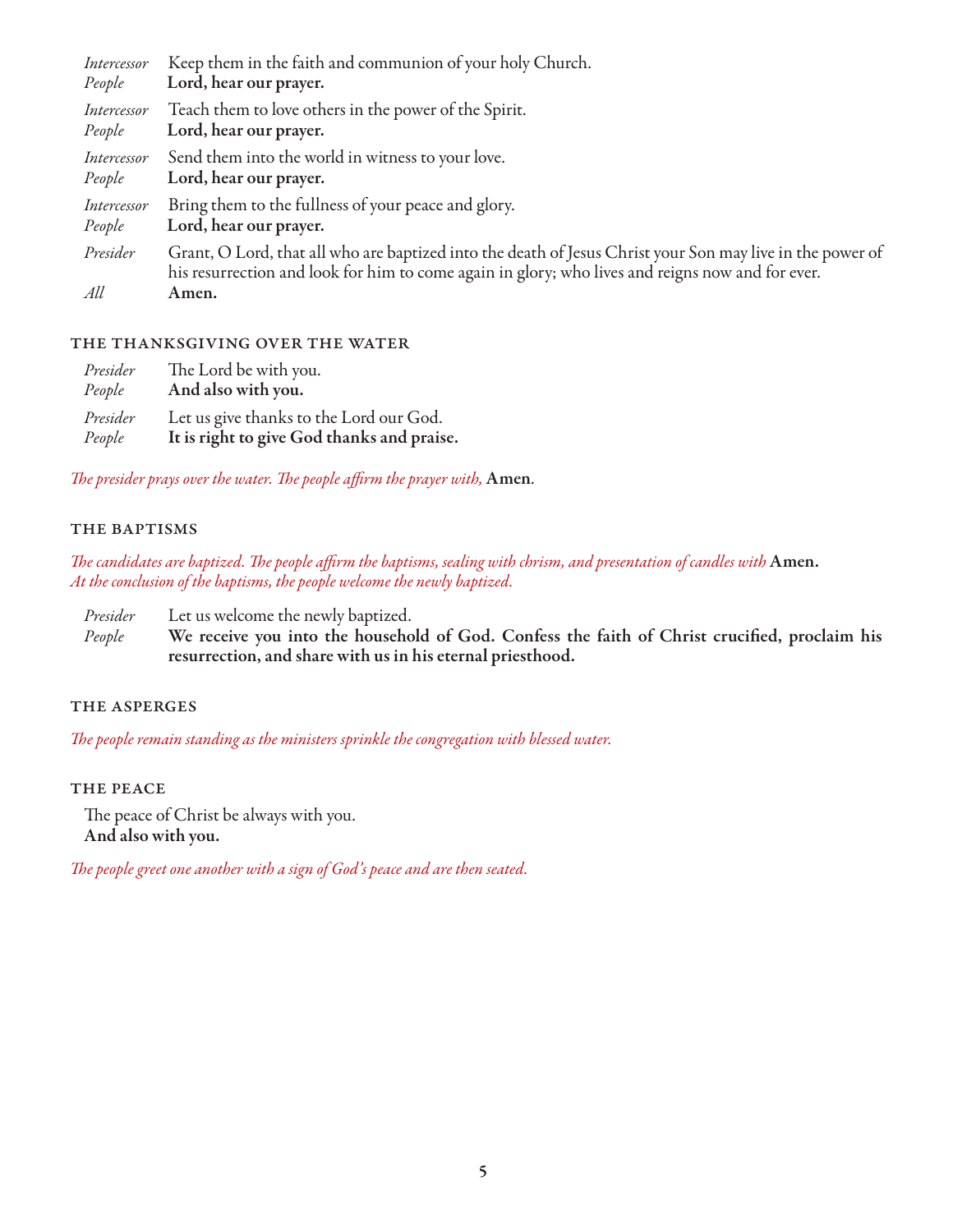*Intercessor* Keep them in the faith and communion of your holy Church.
*People* **Lord, hear our prayer.**

*Intercessor* Teach them to love others in the power of the Spirit.
*People* **Lord, hear our prayer.**

*Intercessor* Send them into the world in witness to your love.
*People* **Lord, hear our prayer.**

*Intercessor* Bring them to the fullness of your peace and glory.
*People* **Lord, hear our prayer.**

*Presider* Grant, O Lord, that all who are baptized into the death of Jesus Christ your Son may live in the power of his resurrection and look for him to come again in glory; who lives and reigns now and for ever.
*All* **Amen.**

## THE THANKSGIVING OVER THE WATER

*Presider* The Lord be with you.
*People* **And also with you.**

*Presider* Let us give thanks to the Lord our God.
*People* **It is right to give God thanks and praise.**

*The presider prays over the water. The people affirm the prayer with,* **Amen**.

## THE BAPTISMS

*The candidates are baptized. The people affirm the baptisms, sealing with chrism, and presentation of candles with* **Amen.**
*At the conclusion of the baptisms, the people welcome the newly baptized.*

*Presider* Let us welcome the newly baptized.
*People* **We receive you into the household of God. Confess the faith of Christ crucified, proclaim his resurrection, and share with us in his eternal priesthood.**

## THE ASPERGES

*The people remain standing as the ministers sprinkle the congregation with blessed water.*

## THE PEACE

The peace of Christ be always with you.
**And also with you.**

*The people greet one another with a sign of God's peace and are then seated.*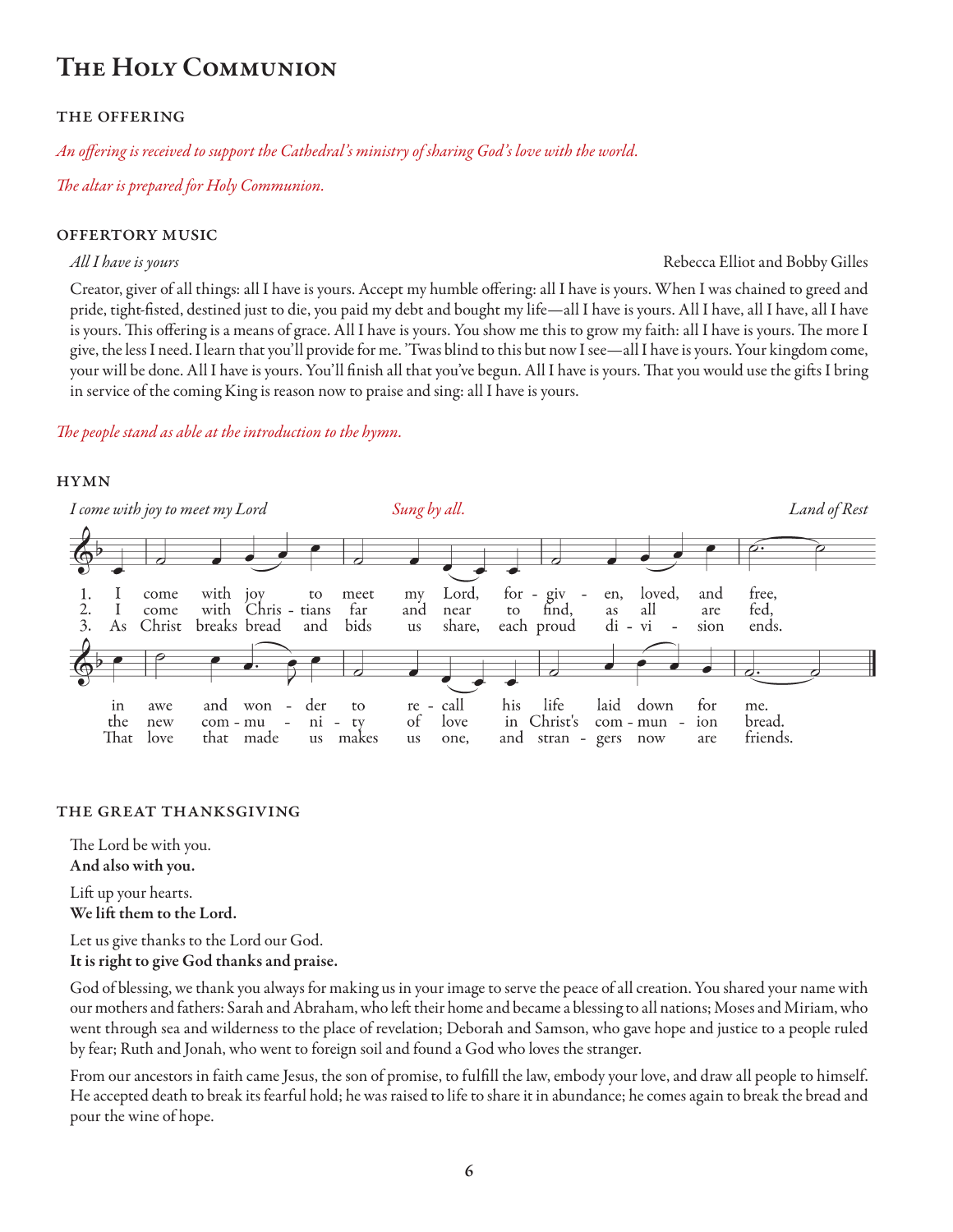# The Holy Communion

## THE OFFERING

*An offering is received to support the Cathedral's ministry of sharing God's love with the world.*

*The altar is prepared for Holy Communion.*

## OFFERTORY MUSIC

*All I have is yours* — Rebecca Elliot and Bobby Gilles

Creator, giver of all things: all I have is yours. Accept my humble offering: all I have is yours. When I was chained to greed and pride, tight-fisted, destined just to die, you paid my debt and bought my life—all I have is yours. All I have, all I have, all I have is yours. This offering is a means of grace. All I have is yours. You show me this to grow my faith: all I have is yours. The more I give, the less I need. I learn that you'll provide for me. 'Twas blind to this but now I see—all I have is yours. Your kingdom come, your will be done. All I have is yours. You'll finish all that you've begun. All I have is yours. That you would use the gifts I bring in service of the coming King is reason now to praise and sing: all I have is yours.

*The people stand as able at the introduction to the hymn.*

## HYMN

*I come with joy to meet my Lord* — *Sung by all.* — *Land of Rest*

1. I come with joy to meet my Lord, forgiven, loved, and free, in awe and wonder to recall his life laid down for me.
2. I come with Christians far and near to find, as all are fed, the new community of love in Christ's communion bread.
3. As Christ breaks bread and bids us share, each proud division ends. That love that made us makes us one, and strangers now are friends.

## THE GREAT THANKSGIVING

The Lord be with you.
**And also with you.**

Lift up your hearts.
**We lift them to the Lord.**

Let us give thanks to the Lord our God.
**It is right to give God thanks and praise.**

God of blessing, we thank you always for making us in your image to serve the peace of all creation. You shared your name with our mothers and fathers: Sarah and Abraham, who left their home and became a blessing to all nations; Moses and Miriam, who went through sea and wilderness to the place of revelation; Deborah and Samson, who gave hope and justice to a people ruled by fear; Ruth and Jonah, who went to foreign soil and found a God who loves the stranger.

From our ancestors in faith came Jesus, the son of promise, to fulfill the law, embody your love, and draw all people to himself. He accepted death to break its fearful hold; he was raised to life to share it in abundance; he comes again to break the bread and pour the wine of hope.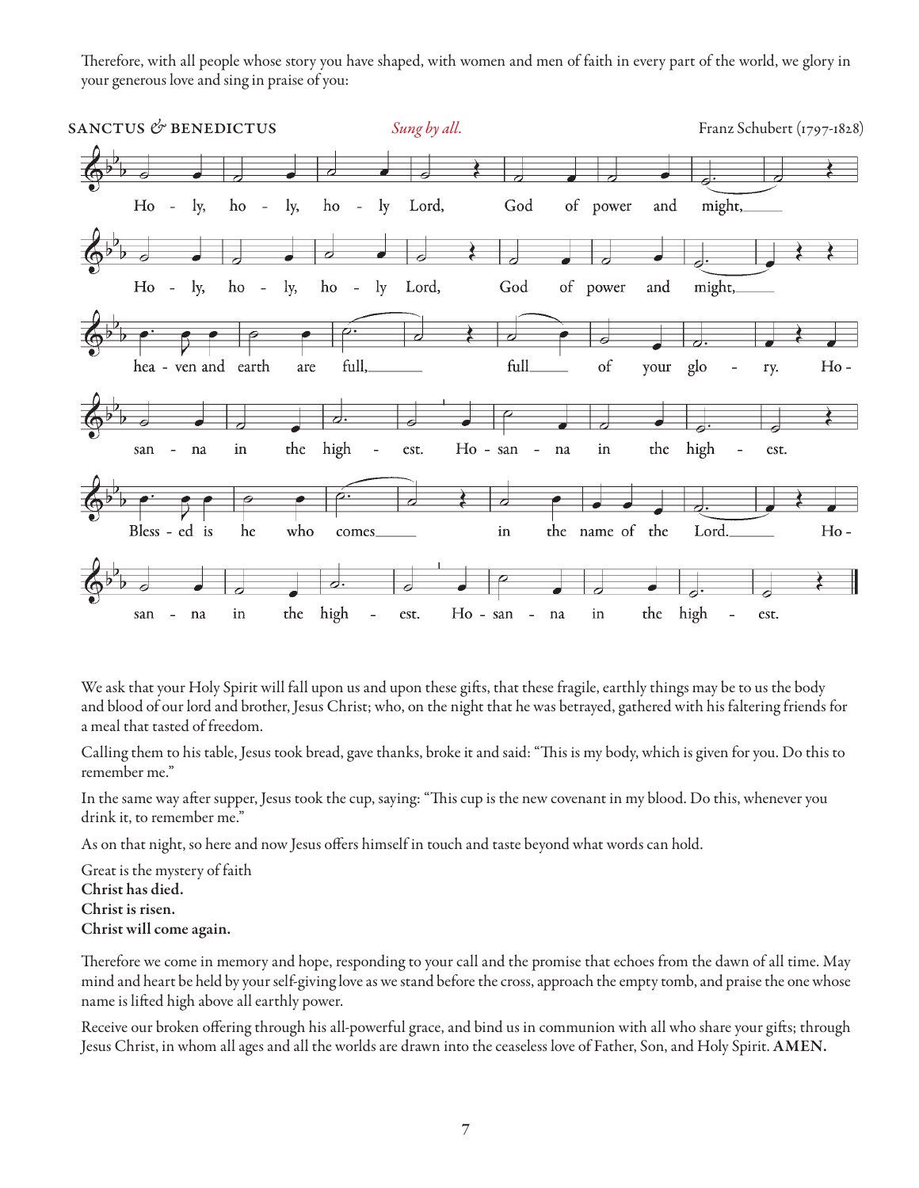Therefore, with all people whose story you have shaped, with women and men of faith in every part of the world, we glory in your generous love and sing in praise of you:

**SANCTUS & BENEDICTUS** *Sung by all.* Franz Schubert (1797-1828)

Holy, holy, holy Lord, God of power and might,
Holy, holy, holy Lord, God of power and might,
heaven and earth are full, full of your glory.
Hosanna in the highest. Hosanna in the highest.
Blessed is he who comes in the name of the Lord.
Hosanna in the highest. Hosanna in the highest.

We ask that your Holy Spirit will fall upon us and upon these gifts, that these fragile, earthly things may be to us the body and blood of our lord and brother, Jesus Christ; who, on the night that he was betrayed, gathered with his faltering friends for a meal that tasted of freedom.

Calling them to his table, Jesus took bread, gave thanks, broke it and said: "This is my body, which is given for you. Do this to remember me."

In the same way after supper, Jesus took the cup, saying: "This cup is the new covenant in my blood. Do this, whenever you drink it, to remember me."

As on that night, so here and now Jesus offers himself in touch and taste beyond what words can hold.

Great is the mystery of faith
**Christ has died.**
**Christ is risen.**
**Christ will come again.**

Therefore we come in memory and hope, responding to your call and the promise that echoes from the dawn of all time. May mind and heart be held by your self-giving love as we stand before the cross, approach the empty tomb, and praise the one whose name is lifted high above all earthly power.

Receive our broken offering through his all-powerful grace, and bind us in communion with all who share your gifts; through Jesus Christ, in whom all ages and all the worlds are drawn into the ceaseless love of Father, Son, and Holy Spirit. **AMEN.**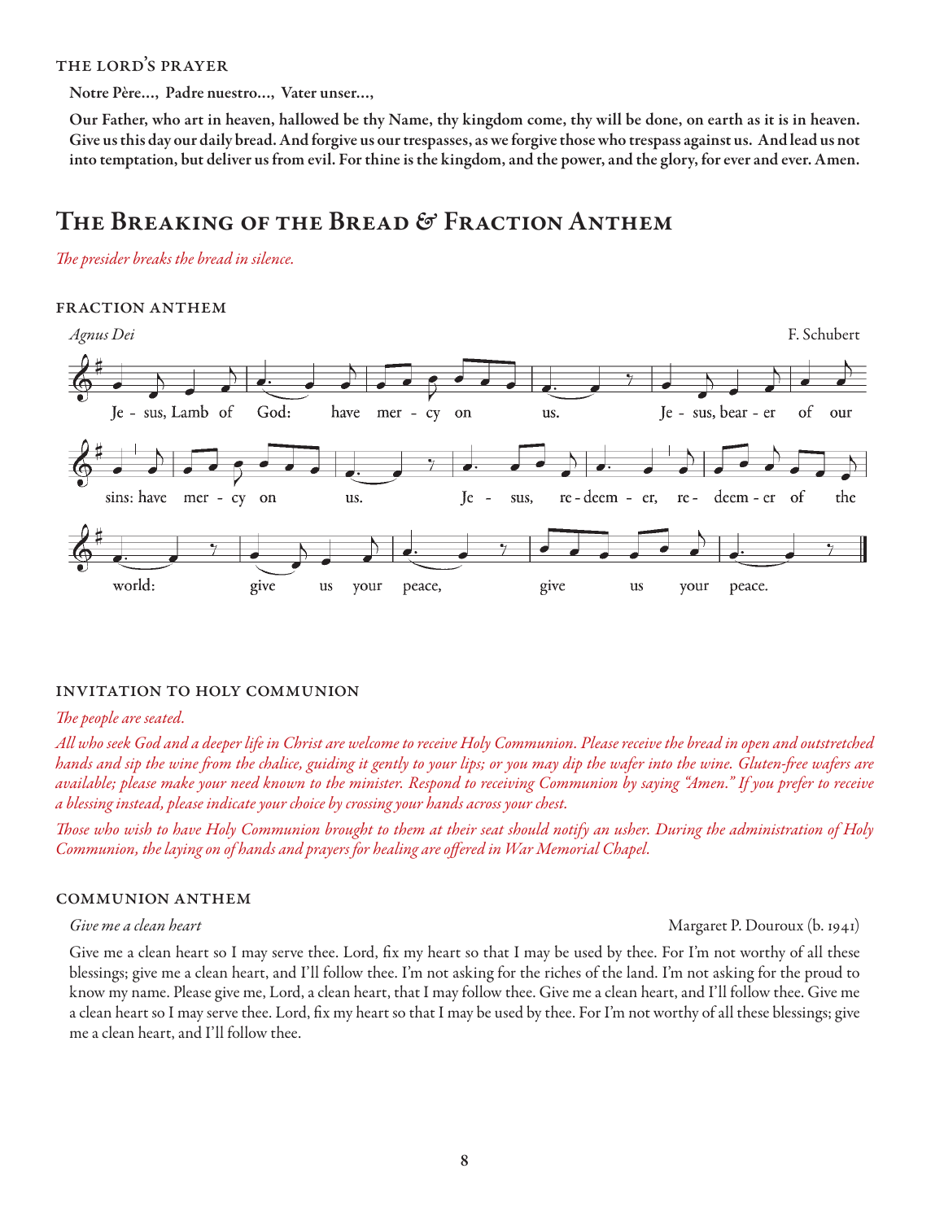### The Lord's Prayer

**Notre Père…, Padre nuestro…, Vater unser…,**

**Our Father, who art in heaven, hallowed be thy Name, thy kingdom come, thy will be done, on earth as it is in heaven. Give us this day our daily bread. And forgive us our trespasses, as we forgive those who trespass against us. And lead us not into temptation, but deliver us from evil. For thine is the kingdom, and the power, and the glory, for ever and ever. Amen.**

## The Breaking of the Bread & Fraction Anthem

*The presider breaks the bread in silence.*

### Fraction Anthem

*Agnus Dei* F. Schubert

Je - sus, Lamb of God: have mer - cy on us. Je - sus, bear - er of our sins: have mer - cy on us. Je - sus, re - deem - er, re - deem - er of the world: give us your peace, give us your peace.

### Invitation to Holy Communion

*The people are seated.*

*All who seek God and a deeper life in Christ are welcome to receive Holy Communion. Please receive the bread in open and outstretched hands and sip the wine from the chalice, guiding it gently to your lips; or you may dip the wafer into the wine. Gluten-free wafers are available; please make your need known to the minister. Respond to receiving Communion by saying "Amen." If you prefer to receive a blessing instead, please indicate your choice by crossing your hands across your chest.*

*Those who wish to have Holy Communion brought to them at their seat should notify an usher. During the administration of Holy Communion, the laying on of hands and prayers for healing are offered in War Memorial Chapel.*

### Communion Anthem

*Give me a clean heart* Margaret P. Douroux (b. 1941)

Give me a clean heart so I may serve thee. Lord, fix my heart so that I may be used by thee. For I'm not worthy of all these blessings; give me a clean heart, and I'll follow thee. I'm not asking for the riches of the land. I'm not asking for the proud to know my name. Please give me, Lord, a clean heart, that I may follow thee. Give me a clean heart, and I'll follow thee. Give me a clean heart so I may serve thee. Lord, fix my heart so that I may be used by thee. For I'm not worthy of all these blessings; give me a clean heart, and I'll follow thee.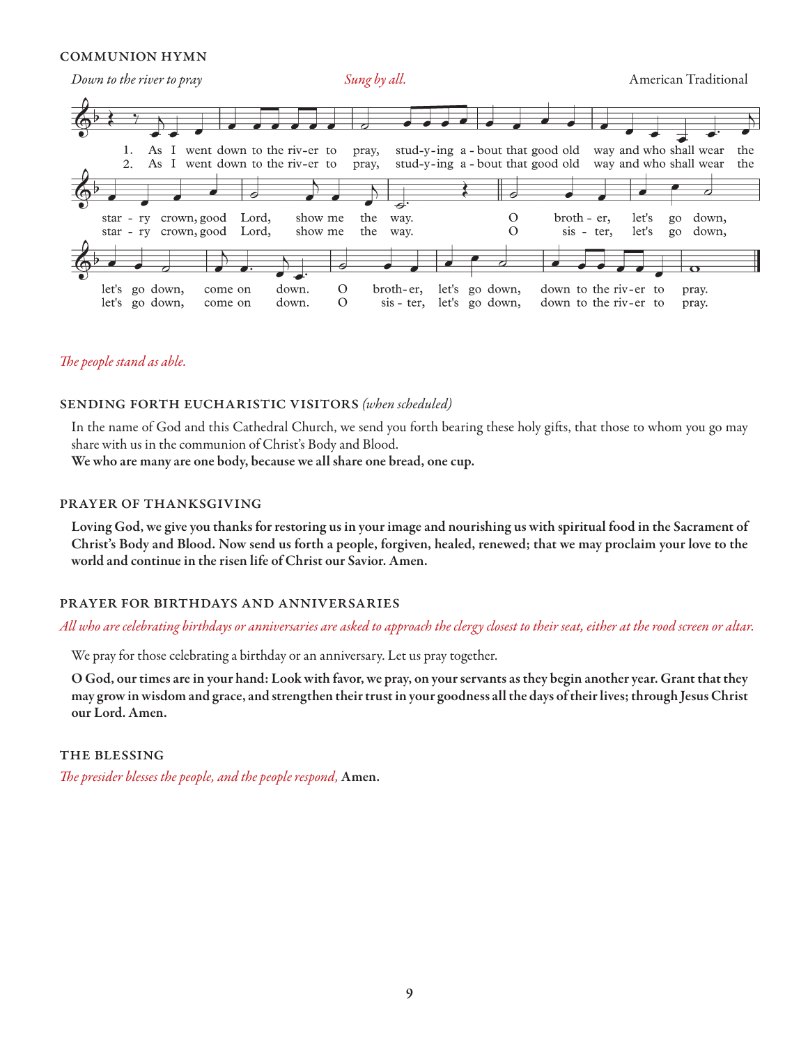## COMMUNION HYMN

*Down to the river to pray* *Sung by all.* American Traditional

1. As I went down to the riv-er to pray, stud-y-ing a-bout that good old way and who shall wear the star-ry crown, good Lord, show me the way. O broth-er, let's go down, let's go down, come on down. O broth-er, let's go down, down to the riv-er to pray.

2. As I went down to the riv-er to pray, stud-y-ing a-bout that good old way and who shall wear the star-ry crown, good Lord, show me the way. O sis-ter, let's go down, let's go down, come on down. O sis-ter, let's go down, down to the riv-er to pray.

*The people stand as able.*

## SENDING FORTH EUCHARISTIC VISITORS *(when scheduled)*

In the name of God and this Cathedral Church, we send you forth bearing these holy gifts, that those to whom you go may share with us in the communion of Christ's Body and Blood.

**We who are many are one body, because we all share one bread, one cup.**

## PRAYER OF THANKSGIVING

**Loving God, we give you thanks for restoring us in your image and nourishing us with spiritual food in the Sacrament of Christ's Body and Blood. Now send us forth a people, forgiven, healed, renewed; that we may proclaim your love to the world and continue in the risen life of Christ our Savior. Amen.**

## PRAYER FOR BIRTHDAYS AND ANNIVERSARIES

*All who are celebrating birthdays or anniversaries are asked to approach the clergy closest to their seat, either at the rood screen or altar.*

We pray for those celebrating a birthday or an anniversary. Let us pray together.

**O God, our times are in your hand: Look with favor, we pray, on your servants as they begin another year. Grant that they may grow in wisdom and grace, and strengthen their trust in your goodness all the days of their lives; through Jesus Christ our Lord. Amen.**

## THE BLESSING

*The presider blesses the people, and the people respond,* **Amen.**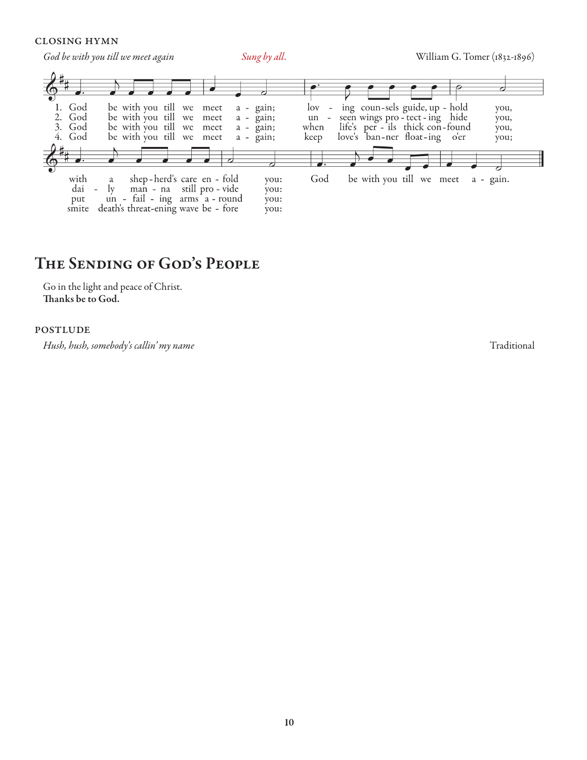## CLOSING HYMN

*God be with you till we meet again* — Sung by all. — William G. Tomer (1832-1896)

1. God be with you till we meet again; loving counsels guide, uphold you, with a shepherd's care enfold you: God be with you till we meet again.
2. God be with you till we meet again; unseen wings protecting hide you, daily manna still provide you: God be with you till we meet again.
3. God be with you till we meet again; when life's perils thick confound you, put unfailing arms around you: God be with you till we meet again.
4. God be with you till we meet again; keep love's banner floating o'er you; smite death's threatening wave before you: God be with you till we meet again.

# The Sending of God's People

Go in the light and peace of Christ.
**Thanks be to God.**

## POSTLUDE

*Hush, hush, somebody's callin' my name* — Traditional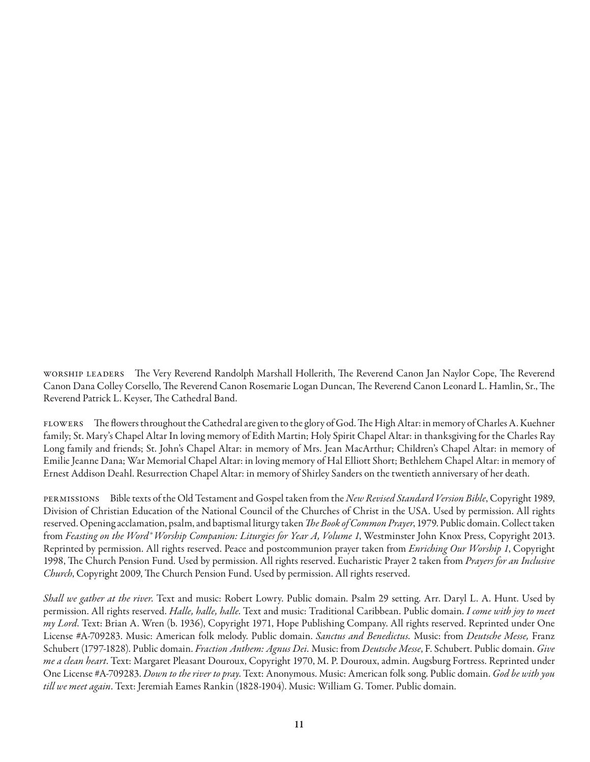WORSHIP LEADERS The Very Reverend Randolph Marshall Hollerith, The Reverend Canon Jan Naylor Cope, The Reverend Canon Dana Colley Corsello, The Reverend Canon Rosemarie Logan Duncan, The Reverend Canon Leonard L. Hamlin, Sr., The Reverend Patrick L. Keyser, The Cathedral Band.

FLOWERS The flowers throughout the Cathedral are given to the glory of God. The High Altar: in memory of Charles A. Kuehner family; St. Mary's Chapel Altar In loving memory of Edith Martin; Holy Spirit Chapel Altar: in thanksgiving for the Charles Ray Long family and friends; St. John's Chapel Altar: in memory of Mrs. Jean MacArthur; Children's Chapel Altar: in memory of Emilie Jeanne Dana; War Memorial Chapel Altar: in loving memory of Hal Elliott Short; Bethlehem Chapel Altar: in memory of Ernest Addison Deahl. Resurrection Chapel Altar: in memory of Shirley Sanders on the twentieth anniversary of her death.

PERMISSIONS Bible texts of the Old Testament and Gospel taken from the *New Revised Standard Version Bible*, Copyright 1989, Division of Christian Education of the National Council of the Churches of Christ in the USA. Used by permission. All rights reserved. Opening acclamation, psalm, and baptismal liturgy taken *The Book of Common Prayer*, 1979. Public domain. Collect taken from *Feasting on the Word® Worship Companion: Liturgies for Year A, Volume 1*, Westminster John Knox Press, Copyright 2013. Reprinted by permission. All rights reserved. Peace and postcommunion prayer taken from *Enriching Our Worship 1*, Copyright 1998, The Church Pension Fund. Used by permission. All rights reserved. Eucharistic Prayer 2 taken from *Prayers for an Inclusive Church*, Copyright 2009, The Church Pension Fund. Used by permission. All rights reserved.

*Shall we gather at the river*. Text and music: Robert Lowry. Public domain. Psalm 29 setting. Arr. Daryl L. A. Hunt. Used by permission. All rights reserved. *Halle, halle, halle*. Text and music: Traditional Caribbean. Public domain. *I come with joy to meet my Lord*. Text: Brian A. Wren (b. 1936), Copyright 1971, Hope Publishing Company. All rights reserved. Reprinted under One License #A-709283. Music: American folk melody. Public domain. *Sanctus and Benedictus*. Music: from *Deutsche Messe,* Franz Schubert (1797-1828). Public domain. *Fraction Anthem: Agnus Dei*. Music: from *Deutsche Messe*, F. Schubert. Public domain. *Give me a clean heart*. Text: Margaret Pleasant Douroux, Copyright 1970, M. P. Douroux, admin. Augsburg Fortress. Reprinted under One License #A-709283. *Down to the river to pray*. Text: Anonymous. Music: American folk song. Public domain. *God be with you till we meet again*. Text: Jeremiah Eames Rankin (1828-1904). Music: William G. Tomer. Public domain.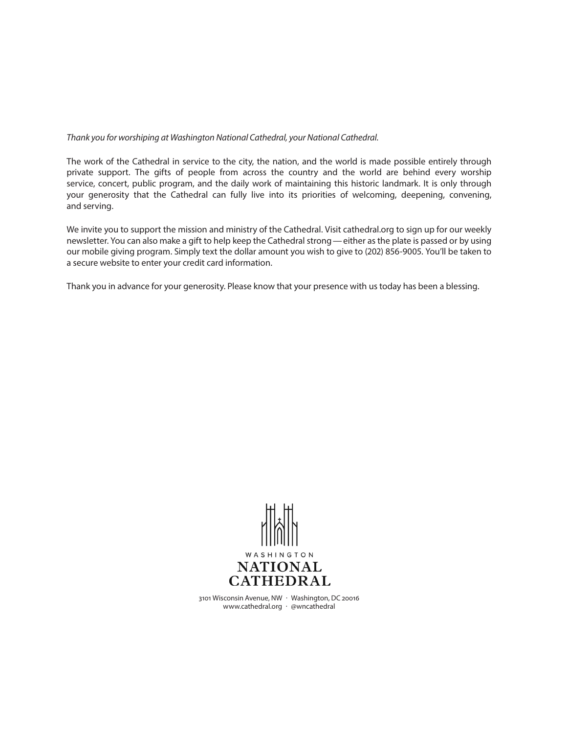*Thank you for worshiping at Washington National Cathedral, your National Cathedral.*

The work of the Cathedral in service to the city, the nation, and the world is made possible entirely through private support. The gifts of people from across the country and the world are behind every worship service, concert, public program, and the daily work of maintaining this historic landmark. It is only through your generosity that the Cathedral can fully live into its priorities of welcoming, deepening, convening, and serving.

We invite you to support the mission and ministry of the Cathedral. Visit cathedral.org to sign up for our weekly newsletter. You can also make a gift to help keep the Cathedral strong — either as the plate is passed or by using our mobile giving program. Simply text the dollar amount you wish to give to (202) 856-9005. You'll be taken to a secure website to enter your credit card information.

Thank you in advance for your generosity. Please know that your presence with us today has been a blessing.

WASHINGTON
NATIONAL
CATHEDRAL

3101 Wisconsin Avenue, NW · Washington, DC 20016
www.cathedral.org · @wncathedral